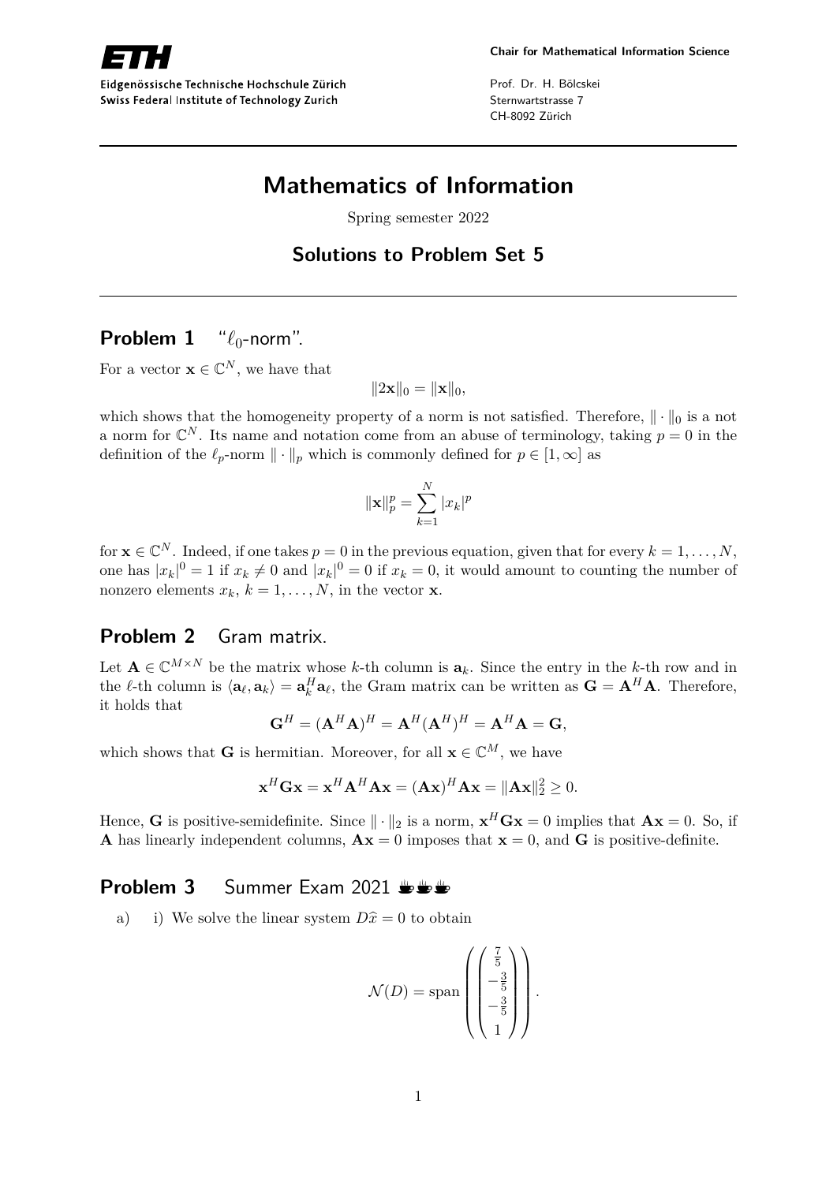Eidgenössische Technische Hochschule Zürich
Swiss Federal Institute of Technology Zurich

**Chair for Mathematical Information Science**

Prof. Dr. H. Bölcskei
Sternwartstrasse 7
CH-8092 Zürich

---

# Mathematics of Information

Spring semester 2022

## Solutions to Problem Set 5

---

## Problem 1 "$\ell_0$-norm".

For a vector $\mathbf{x} \in \mathbb{C}^N$, we have that

$$\|2\mathbf{x}\|_0 = \|\mathbf{x}\|_0,$$

which shows that the homogeneity property of a norm is not satisfied. Therefore, $\|\cdot\|_0$ is a not a norm for $\mathbb{C}^N$. Its name and notation come from an abuse of terminology, taking $p = 0$ in the definition of the $\ell_p$-norm $\|\cdot\|_p$ which is commonly defined for $p \in [1, \infty]$ as

$$\|\mathbf{x}\|_p^p = \sum_{k=1}^{N} |x_k|^p$$

for $\mathbf{x} \in \mathbb{C}^N$. Indeed, if one takes $p = 0$ in the previous equation, given that for every $k = 1, \ldots, N$, one has $|x_k|^0 = 1$ if $x_k \neq 0$ and $|x_k|^0 = 0$ if $x_k = 0$, it would amount to counting the number of nonzero elements $x_k$, $k = 1, \ldots, N$, in the vector $\mathbf{x}$.

## Problem 2 Gram matrix.

Let $\mathbf{A} \in \mathbb{C}^{M \times N}$ be the matrix whose $k$-th column is $\mathbf{a}_k$. Since the entry in the $k$-th row and in the $\ell$-th column is $\langle \mathbf{a}_\ell, \mathbf{a}_k \rangle = \mathbf{a}_k^H \mathbf{a}_\ell$, the Gram matrix can be written as $\mathbf{G} = \mathbf{A}^H \mathbf{A}$. Therefore, it holds that

$$\mathbf{G}^H = (\mathbf{A}^H \mathbf{A})^H = \mathbf{A}^H (\mathbf{A}^H)^H = \mathbf{A}^H \mathbf{A} = \mathbf{G},$$

which shows that $\mathbf{G}$ is hermitian. Moreover, for all $\mathbf{x} \in \mathbb{C}^M$, we have

$$\mathbf{x}^H \mathbf{G} \mathbf{x} = \mathbf{x}^H \mathbf{A}^H \mathbf{A} \mathbf{x} = (\mathbf{A}\mathbf{x})^H \mathbf{A}\mathbf{x} = \|\mathbf{A}\mathbf{x}\|_2^2 \geq 0.$$

Hence, $\mathbf{G}$ is positive-semidefinite. Since $\|\cdot\|_2$ is a norm, $\mathbf{x}^H \mathbf{G} \mathbf{x} = 0$ implies that $\mathbf{A}\mathbf{x} = 0$. So, if $\mathbf{A}$ has linearly independent columns, $\mathbf{A}\mathbf{x} = 0$ imposes that $\mathbf{x} = 0$, and $\mathbf{G}$ is positive-definite.

## Problem 3 Summer Exam 2021 ☕☕☕

a) i) We solve the linear system $D\widehat{x} = 0$ to obtain

$$\mathcal{N}(D) = \operatorname{span}\left( \begin{pmatrix} \frac{7}{5} \\ -\frac{3}{5} \\ -\frac{3}{5} \\ 1 \end{pmatrix} \right).$$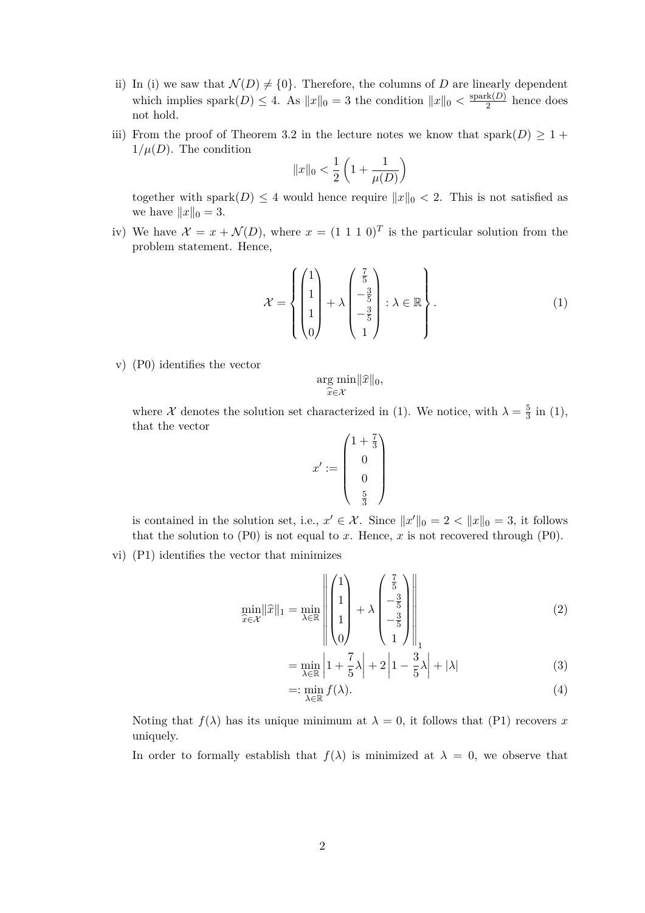ii) In (i) we saw that $\mathcal{N}(D) \neq \{0\}$. Therefore, the columns of $D$ are linearly dependent which implies $\text{spark}(D) \leq 4$. As $\|x\|_0 = 3$ the condition $\|x\|_0 < \frac{\text{spark}(D)}{2}$ hence does not hold.

iii) From the proof of Theorem 3.2 in the lecture notes we know that $\text{spark}(D) \geq 1 + 1/\mu(D)$. The condition

$$\|x\|_0 < \frac{1}{2}\left(1 + \frac{1}{\mu(D)}\right)$$

together with $\text{spark}(D) \leq 4$ would hence require $\|x\|_0 < 2$. This is not satisfied as we have $\|x\|_0 = 3$.

iv) We have $\mathcal{X} = x + \mathcal{N}(D)$, where $x = (1\ 1\ 1\ 0)^T$ is the particular solution from the problem statement. Hence,

$$\mathcal{X} = \left\{ \begin{pmatrix} 1 \\ 1 \\ 1 \\ 0 \end{pmatrix} + \lambda \begin{pmatrix} \frac{7}{5} \\ -\frac{3}{5} \\ -\frac{3}{5} \\ 1 \end{pmatrix} : \lambda \in \mathbb{R} \right\}. \tag{1}$$

v) (P0) identifies the vector

$$\arg\min_{\widehat{x} \in \mathcal{X}} \|\widehat{x}\|_0,$$

where $\mathcal{X}$ denotes the solution set characterized in (1). We notice, with $\lambda = \frac{5}{3}$ in (1), that the vector

$$x' := \begin{pmatrix} 1 + \frac{7}{3} \\ 0 \\ 0 \\ \frac{5}{3} \end{pmatrix}$$

is contained in the solution set, i.e., $x' \in \mathcal{X}$. Since $\|x'\|_0 = 2 < \|x\|_0 = 3$, it follows that the solution to (P0) is not equal to $x$. Hence, $x$ is not recovered through (P0).

vi) (P1) identifies the vector that minimizes

$$\min_{\widehat{x} \in \mathcal{X}} \|\widehat{x}\|_1 = \min_{\lambda \in \mathbb{R}} \left\| \begin{pmatrix} 1 \\ 1 \\ 1 \\ 0 \end{pmatrix} + \lambda \begin{pmatrix} \frac{7}{5} \\ -\frac{3}{5} \\ -\frac{3}{5} \\ 1 \end{pmatrix} \right\|_1 \tag{2}$$

$$= \min_{\lambda \in \mathbb{R}} \left|1 + \frac{7}{5}\lambda\right| + 2\left|1 - \frac{3}{5}\lambda\right| + |\lambda| \tag{3}$$

$$=: \min_{\lambda \in \mathbb{R}} f(\lambda). \tag{4}$$

Noting that $f(\lambda)$ has its unique minimum at $\lambda = 0$, it follows that (P1) recovers $x$ uniquely.

In order to formally establish that $f(\lambda)$ is minimized at $\lambda = 0$, we observe that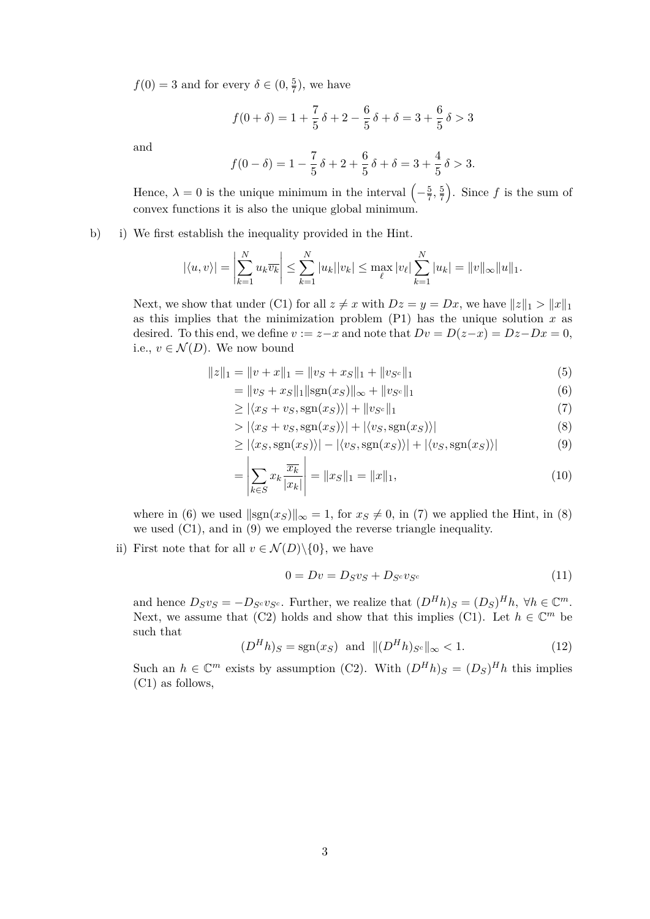$f(0) = 3$ and for every $\delta \in (0, \frac{5}{7})$, we have

$$f(0+\delta) = 1 + \frac{7}{5}\,\delta + 2 - \frac{6}{5}\,\delta + \delta = 3 + \frac{6}{5}\,\delta > 3$$

and

$$f(0-\delta) = 1 - \frac{7}{5}\,\delta + 2 + \frac{6}{5}\,\delta + \delta = 3 + \frac{4}{5}\,\delta > 3.$$

Hence, $\lambda = 0$ is the unique minimum in the interval $\left(-\frac{5}{7}, \frac{5}{7}\right)$. Since $f$ is the sum of convex functions it is also the unique global minimum.

b) i) We first establish the inequality provided in the Hint.

$$|\langle u, v\rangle| = \left|\sum_{k=1}^{N} u_k \overline{v_k}\right| \leq \sum_{k=1}^{N} |u_k||v_k| \leq \max_{\ell} |v_\ell| \sum_{k=1}^{N} |u_k| = \|v\|_\infty \|u\|_1.$$

Next, we show that under (C1) for all $z \neq x$ with $Dz = y = Dx$, we have $\|z\|_1 > \|x\|_1$ as this implies that the minimization problem (P1) has the unique solution $x$ as desired. To this end, we define $v := z - x$ and note that $Dv = D(z-x) = Dz - Dx = 0$, i.e., $v \in \mathcal{N}(D)$. We now bound

$$\begin{aligned}
\|z\|_1 = \|v + x\|_1 &= \|v_S + x_S\|_1 + \|v_{S^c}\|_1 && (5)\\
&= \|v_S + x_S\|_1 \|\operatorname{sgn}(x_S)\|_\infty + \|v_{S^c}\|_1 && (6)\\
&\geq |\langle x_S + v_S, \operatorname{sgn}(x_S)\rangle| + \|v_{S^c}\|_1 && (7)\\
&> |\langle x_S + v_S, \operatorname{sgn}(x_S)\rangle| + |\langle v_S, \operatorname{sgn}(x_S)\rangle| && (8)\\
&\geq |\langle x_S, \operatorname{sgn}(x_S)\rangle| - |\langle v_S, \operatorname{sgn}(x_S)\rangle| + |\langle v_S, \operatorname{sgn}(x_S)\rangle| && (9)\\
&= \left|\sum_{k\in S} x_k \frac{\overline{x_k}}{|x_k|}\right| = \|x_S\|_1 = \|x\|_1, && (10)
\end{aligned}$$

where in (6) we used $\|\operatorname{sgn}(x_S)\|_\infty = 1$, for $x_S \neq 0$, in (7) we applied the Hint, in (8) we used (C1), and in (9) we employed the reverse triangle inequality.

ii) First note that for all $v \in \mathcal{N}(D)\backslash\{0\}$, we have

$$0 = Dv = D_S v_S + D_{S^c} v_{S^c} \tag{11}$$

and hence $D_S v_S = -D_{S^c} v_{S^c}$. Further, we realize that $(D^H h)_S = (D_S)^H h$, $\forall h \in \mathbb{C}^m$. Next, we assume that (C2) holds and show that this implies (C1). Let $h \in \mathbb{C}^m$ be such that

$$(D^H h)_S = \operatorname{sgn}(x_S) \text{ and } \|(D^H h)_{S^c}\|_\infty < 1. \tag{12}$$

Such an $h \in \mathbb{C}^m$ exists by assumption (C2). With $(D^H h)_S = (D_S)^H h$ this implies (C1) as follows,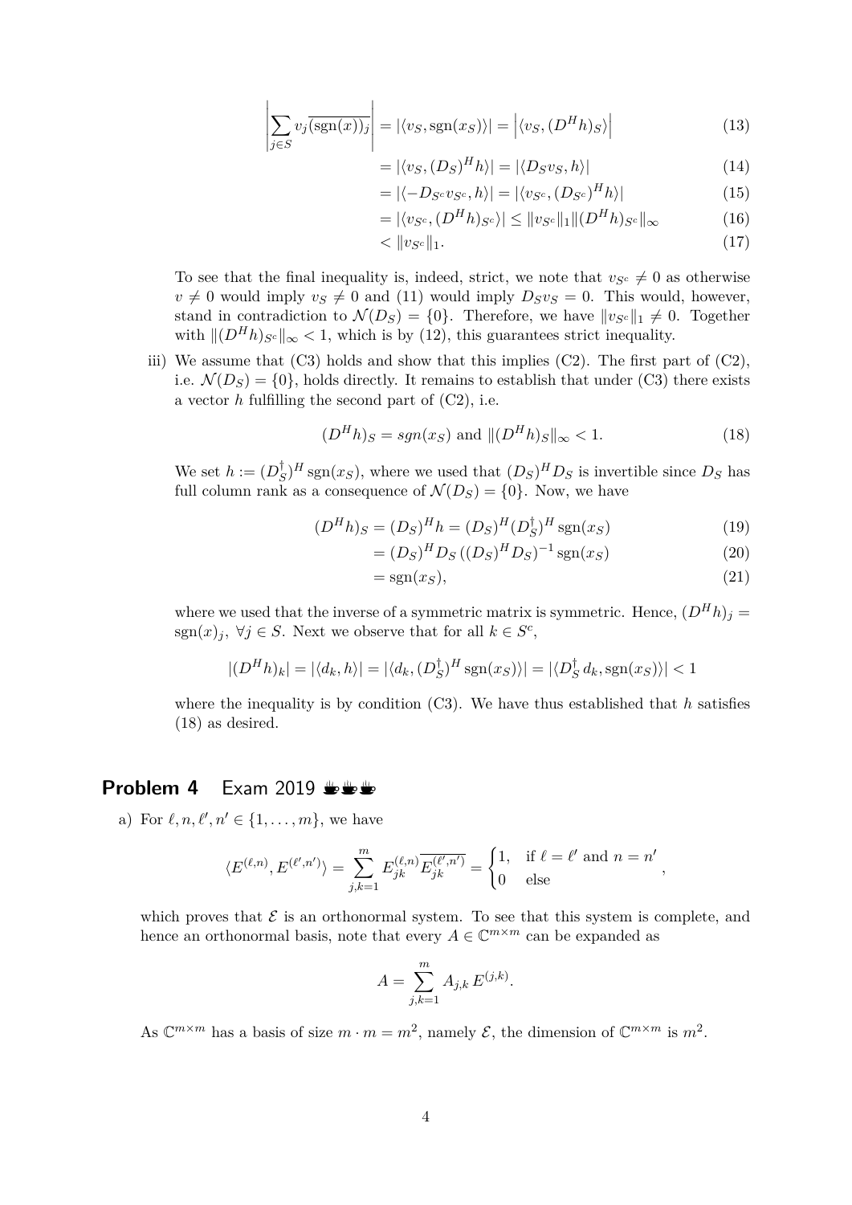$$\left|\sum_{j\in S} v_j \overline{(\mathrm{sgn}(x))_j}\right| = |\langle v_S, \mathrm{sgn}(x_S)\rangle| = \left|\langle v_S, (D^H h)_S\rangle\right| \tag{13}$$

$$= |\langle v_S, (D_S)^H h\rangle| = |\langle D_S v_S, h\rangle| \tag{14}$$

$$= |\langle -D_{S^c} v_{S^c}, h\rangle| = |\langle v_{S^c}, (D_{S^c})^H h\rangle| \tag{15}$$

$$= |\langle v_{S^c}, (D^H h)_{S^c}\rangle| \leq \|v_{S^c}\|_1 \|(D^H h)_{S^c}\|_\infty \tag{16}$$

$$< \|v_{S^c}\|_1. \tag{17}$$

To see that the final inequality is, indeed, strict, we note that $v_{S^c} \neq 0$ as otherwise $v \neq 0$ would imply $v_S \neq 0$ and (11) would imply $D_S v_S = 0$. This would, however, stand in contradiction to $\mathcal{N}(D_S) = \{0\}$. Therefore, we have $\|v_{S^c}\|_1 \neq 0$. Together with $\|(D^H h)_{S^c}\|_\infty < 1$, which is by (12), this guarantees strict inequality.

iii) We assume that (C3) holds and show that this implies (C2). The first part of (C2), i.e. $\mathcal{N}(D_S) = \{0\}$, holds directly. It remains to establish that under (C3) there exists a vector $h$ fulfilling the second part of (C2), i.e.

$$(D^H h)_S = sgn(x_S) \text{ and } \|(D^H h)_S\|_\infty < 1. \tag{18}$$

We set $h := (D_S^\dagger)^H \mathrm{sgn}(x_S)$, where we used that $(D_S)^H D_S$ is invertible since $D_S$ has full column rank as a consequence of $\mathcal{N}(D_S) = \{0\}$. Now, we have

$$(D^H h)_S = (D_S)^H h = (D_S)^H (D_S^\dagger)^H \mathrm{sgn}(x_S) \tag{19}$$

$$= (D_S)^H D_S \left((D_S)^H D_S\right)^{-1} \mathrm{sgn}(x_S) \tag{20}$$

$$= \mathrm{sgn}(x_S), \tag{21}$$

where we used that the inverse of a symmetric matrix is symmetric. Hence, $(D^H h)_j = \mathrm{sgn}(x)_j,\ \forall j \in S$. Next we observe that for all $k \in S^c$,

$$|(D^H h)_k| = |\langle d_k, h\rangle| = |\langle d_k, (D_S^\dagger)^H \mathrm{sgn}(x_S)\rangle| = |\langle D_S^\dagger d_k, \mathrm{sgn}(x_S)\rangle| < 1$$

where the inequality is by condition (C3). We have thus established that $h$ satisfies (18) as desired.

## Problem 4 Exam 2019 ☕☕☕

a) For $\ell, n, \ell', n' \in \{1, \ldots, m\}$, we have

$$\langle E^{(\ell,n)}, E^{(\ell',n')}\rangle = \sum_{j,k=1}^{m} E_{jk}^{(\ell,n)} \overline{E_{jk}^{(\ell',n')}} = \begin{cases} 1, & \text{if } \ell = \ell' \text{ and } n = n' \\ 0 & \text{else} \end{cases},$$

which proves that $\mathcal{E}$ is an orthonormal system. To see that this system is complete, and hence an orthonormal basis, note that every $A \in \mathbb{C}^{m\times m}$ can be expanded as

$$A = \sum_{j,k=1}^{m} A_{j,k}\, E^{(j,k)}.$$

As $\mathbb{C}^{m\times m}$ has a basis of size $m \cdot m = m^2$, namely $\mathcal{E}$, the dimension of $\mathbb{C}^{m\times m}$ is $m^2$.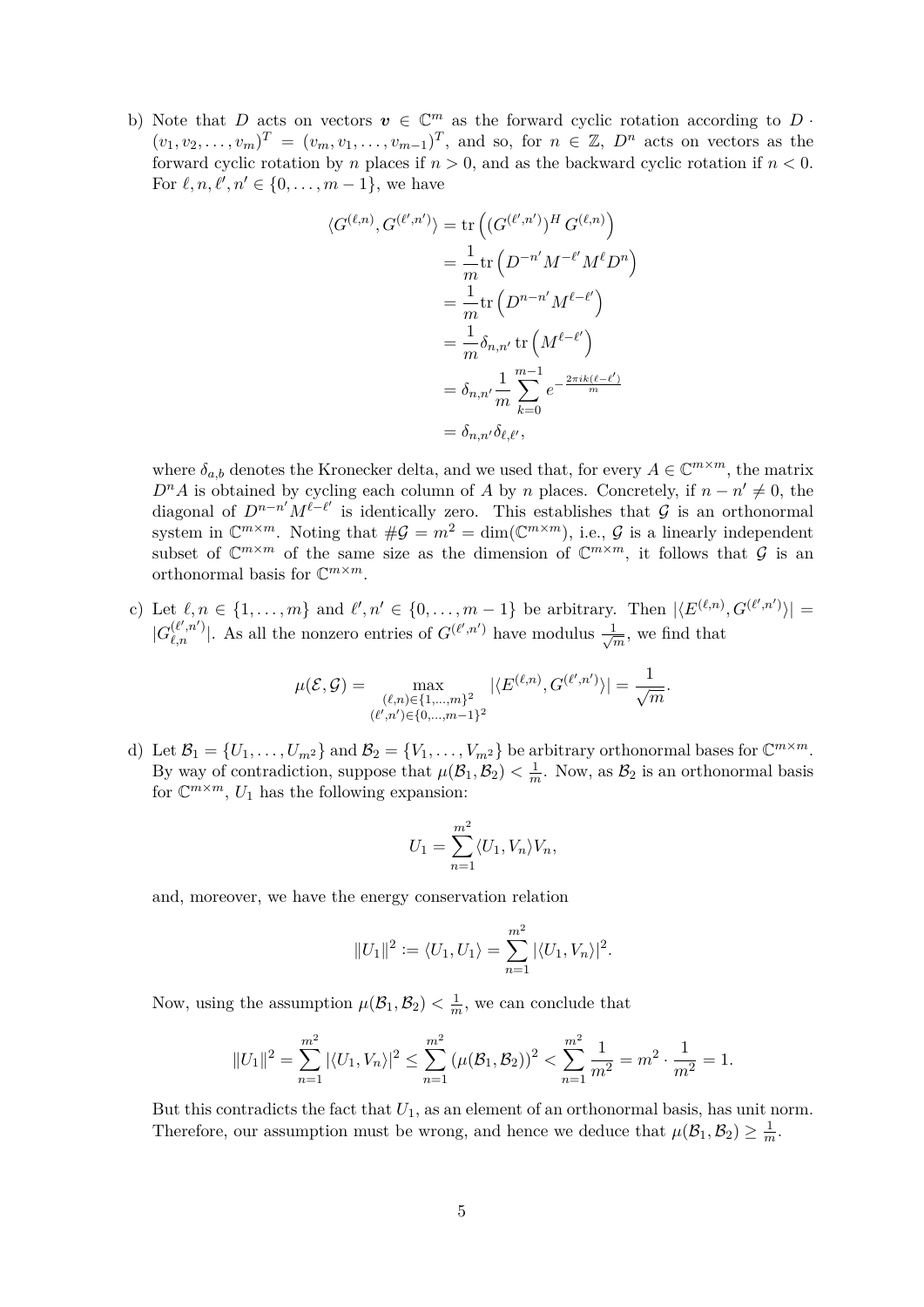b) Note that $D$ acts on vectors $\boldsymbol{v} \in \mathbb{C}^m$ as the forward cyclic rotation according to $D \cdot (v_1, v_2, \ldots, v_m)^T = (v_m, v_1, \ldots, v_{m-1})^T$, and so, for $n \in \mathbb{Z}$, $D^n$ acts on vectors as the forward cyclic rotation by $n$ places if $n > 0$, and as the backward cyclic rotation if $n < 0$. For $\ell, n, \ell', n' \in \{0, \ldots, m-1\}$, we have

$$
\begin{aligned}
\langle G^{(\ell,n)}, G^{(\ell',n')} \rangle &= \operatorname{tr}\left( (G^{(\ell',n')})^H \, G^{(\ell,n)} \right) \\
&= \frac{1}{m} \operatorname{tr}\left( D^{-n'} M^{-\ell'} M^{\ell} D^{n} \right) \\
&= \frac{1}{m} \operatorname{tr}\left( D^{n-n'} M^{\ell-\ell'} \right) \\
&= \frac{1}{m} \delta_{n,n'} \operatorname{tr}\left( M^{\ell-\ell'} \right) \\
&= \delta_{n,n'} \frac{1}{m} \sum_{k=0}^{m-1} e^{-\frac{2\pi i k(\ell-\ell')}{m}} \\
&= \delta_{n,n'} \delta_{\ell,\ell'},
\end{aligned}
$$

where $\delta_{a,b}$ denotes the Kronecker delta, and we used that, for every $A \in \mathbb{C}^{m\times m}$, the matrix $D^n A$ is obtained by cycling each column of $A$ by $n$ places. Concretely, if $n - n' \neq 0$, the diagonal of $D^{n-n'} M^{\ell-\ell'}$ is identically zero. This establishes that $\mathcal{G}$ is an orthonormal system in $\mathbb{C}^{m\times m}$. Noting that $\#\mathcal{G} = m^2 = \dim(\mathbb{C}^{m\times m})$, i.e., $\mathcal{G}$ is a linearly independent subset of $\mathbb{C}^{m\times m}$ of the same size as the dimension of $\mathbb{C}^{m\times m}$, it follows that $\mathcal{G}$ is an orthonormal basis for $\mathbb{C}^{m\times m}$.

c) Let $\ell, n \in \{1, \ldots, m\}$ and $\ell', n' \in \{0, \ldots, m-1\}$ be arbitrary. Then $|\langle E^{(\ell,n)}, G^{(\ell',n')} \rangle| = |G^{(\ell',n')}_{\ell,n}|$. As all the nonzero entries of $G^{(\ell',n')}$ have modulus $\frac{1}{\sqrt{m}}$, we find that

$$
\mu(\mathcal{E}, \mathcal{G}) = \max_{\substack{(\ell,n)\in\{1,\ldots,m\}^2 \\ (\ell',n')\in\{0,\ldots,m-1\}^2}} |\langle E^{(\ell,n)}, G^{(\ell',n')} \rangle| = \frac{1}{\sqrt{m}}.
$$

d) Let $\mathcal{B}_1 = \{U_1, \ldots, U_{m^2}\}$ and $\mathcal{B}_2 = \{V_1, \ldots, V_{m^2}\}$ be arbitrary orthonormal bases for $\mathbb{C}^{m\times m}$. By way of contradiction, suppose that $\mu(\mathcal{B}_1, \mathcal{B}_2) < \frac{1}{m}$. Now, as $\mathcal{B}_2$ is an orthonormal basis for $\mathbb{C}^{m\times m}$, $U_1$ has the following expansion:

$$
U_1 = \sum_{n=1}^{m^2} \langle U_1, V_n \rangle V_n,
$$

and, moreover, we have the energy conservation relation

$$
\|U_1\|^2 := \langle U_1, U_1 \rangle = \sum_{n=1}^{m^2} |\langle U_1, V_n \rangle|^2.
$$

Now, using the assumption $\mu(\mathcal{B}_1, \mathcal{B}_2) < \frac{1}{m}$, we can conclude that

$$
\|U_1\|^2 = \sum_{n=1}^{m^2} |\langle U_1, V_n \rangle|^2 \leq \sum_{n=1}^{m^2} \left(\mu(\mathcal{B}_1, \mathcal{B}_2)\right)^2 < \sum_{n=1}^{m^2} \frac{1}{m^2} = m^2 \cdot \frac{1}{m^2} = 1.
$$

But this contradicts the fact that $U_1$, as an element of an orthonormal basis, has unit norm. Therefore, our assumption must be wrong, and hence we deduce that $\mu(\mathcal{B}_1, \mathcal{B}_2) \geq \frac{1}{m}$.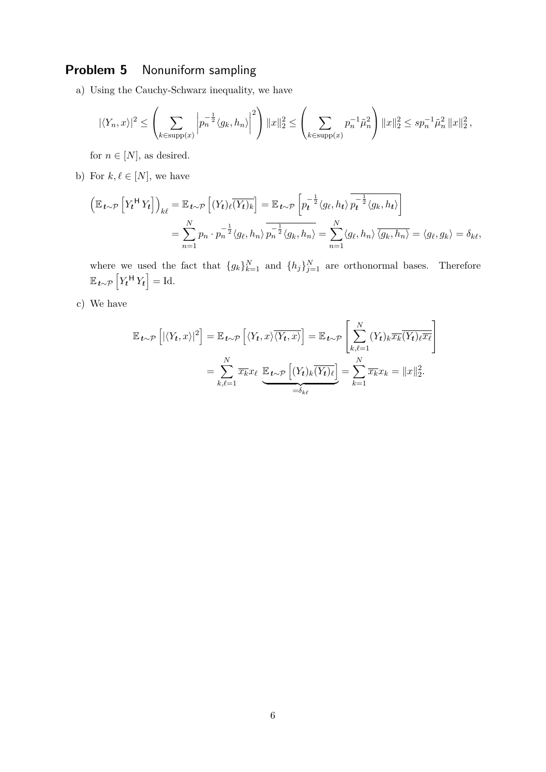## Problem 5 Nonuniform sampling

a) Using the Cauchy-Schwarz inequality, we have

$$|\langle Y_n, x\rangle|^2 \leq \left(\sum_{k\in\operatorname{supp}(x)} \left|p_n^{-\frac{1}{2}}\langle g_k, h_n\rangle\right|^2\right)\|x\|_2^2 \leq \left(\sum_{k\in\operatorname{supp}(x)} p_n^{-1}\tilde{\mu}_n^2\right)\|x\|_2^2 \leq s p_n^{-1}\tilde{\mu}_n^2\,\|x\|_2^2\,,$$

for $n \in [N]$, as desired.

b) For $k, \ell \in [N]$, we have

$$\begin{aligned}
\left(\mathbb{E}_{\boldsymbol{t}\sim\mathcal{P}}\left[Y_{\boldsymbol{t}}^{\mathsf{H}}\,Y_{\boldsymbol{t}}\right]\right)_{k\ell} &= \mathbb{E}_{\boldsymbol{t}\sim\mathcal{P}}\left[(Y_{\boldsymbol{t}})_\ell\overline{(Y_{\boldsymbol{t}})_k}\right] = \mathbb{E}_{\boldsymbol{t}\sim\mathcal{P}}\left[p_{\boldsymbol{t}}^{-\frac{1}{2}}\langle g_\ell, h_{\boldsymbol{t}}\rangle\,\overline{p_{\boldsymbol{t}}^{-\frac{1}{2}}\langle g_k, h_{\boldsymbol{t}}\rangle}\right] \\
&= \sum_{n=1}^{N} p_n\cdot p_n^{-\frac{1}{2}}\langle g_\ell, h_n\rangle\,\overline{p_n^{-\frac{1}{2}}\langle g_k, h_n\rangle} = \sum_{n=1}^{N}\langle g_\ell, h_n\rangle\,\overline{\langle g_k, h_n\rangle} = \langle g_\ell, g_k\rangle = \delta_{k\ell},
\end{aligned}$$

where we used the fact that $\{g_k\}_{k=1}^N$ and $\{h_j\}_{j=1}^N$ are orthonormal bases. Therefore $\mathbb{E}_{\boldsymbol{t}\sim\mathcal{P}}\left[Y_{\boldsymbol{t}}^{\mathsf{H}}\,Y_{\boldsymbol{t}}\right] = \mathrm{Id}$.

c) We have

$$\begin{aligned}
\mathbb{E}_{\boldsymbol{t}\sim\mathcal{P}}\left[|\langle Y_{\boldsymbol{t}}, x\rangle|^2\right] &= \mathbb{E}_{\boldsymbol{t}\sim\mathcal{P}}\left[\langle Y_{\boldsymbol{t}}, x\rangle\overline{\langle Y_{\boldsymbol{t}}, x\rangle}\right] = \mathbb{E}_{\boldsymbol{t}\sim\mathcal{P}}\left[\sum_{k,\ell=1}^{N}(Y_{\boldsymbol{t}})_k\overline{x_k}\,\overline{(Y_{\boldsymbol{t}})_\ell\overline{x_\ell}}\right] \\
&= \sum_{k,\ell=1}^{N}\overline{x_k}x_\ell\;\underbrace{\mathbb{E}_{\boldsymbol{t}\sim\mathcal{P}}\left[(Y_{\boldsymbol{t}})_k\overline{(Y_{\boldsymbol{t}})_\ell}\right]}_{=\delta_{k\ell}} = \sum_{k=1}^{N}\overline{x_k}x_k = \|x\|_2^2.
\end{aligned}$$